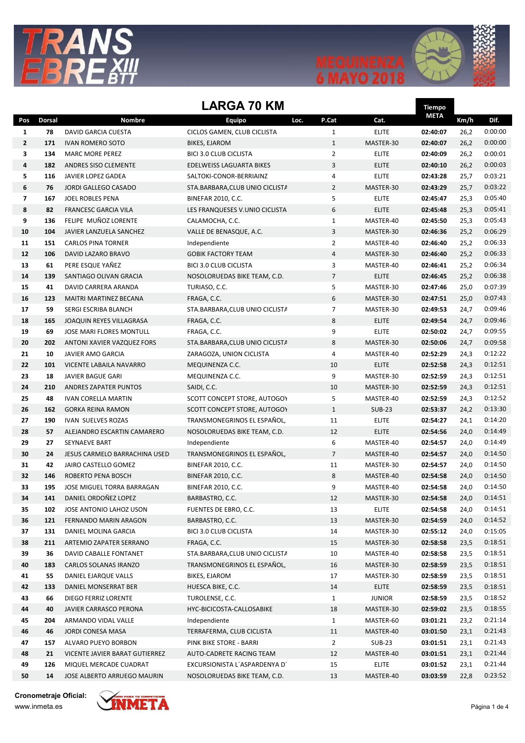# TRANS EBRE XIII BTT

MEQUINENZA 6 MAYO 2018

## LARGA 70 KM

| Pos | Dorsal | Nombre | Equipo | Loc. | P.Cat | Cat. | Tiempo META | Km/h | Dif. |
|---|---|---|---|---|---|---|---|---|---|
| 1 | 78 | DAVID GARCIA CUESTA | CICLOS GAMEN, CLUB CICLISTA | | 1 | ELITE | 02:40:07 | 26,2 | 0:00:00 |
| 2 | 171 | IVAN ROMERO SOTO | BIKES, EJAROM | | 1 | MASTER-30 | 02:40:07 | 26,2 | 0:00:00 |
| 3 | 134 | MARC MORE PEREZ | BICI 3.0 CLUB CICLISTA | | 2 | ELITE | 02:40:09 | 26,2 | 0:00:01 |
| 4 | 182 | ANDRES SISO CLEMENTE | EDELWEISS LAGUARTA BIKES | | 3 | ELITE | 02:40:10 | 26,2 | 0:00:03 |
| 5 | 116 | JAVIER LOPEZ GADEA | SALTOKI-CONOR-BERRIAINZ | | 4 | ELITE | 02:43:28 | 25,7 | 0:03:21 |
| 6 | 76 | JORDI GALLEGO CASADO | STA.BARBARA,CLUB UNIO CICLISTA | | 2 | MASTER-30 | 02:43:29 | 25,7 | 0:03:22 |
| 7 | 167 | JOEL ROBLES PENA | BINEFAR 2010, C.C. | | 5 | ELITE | 02:45:47 | 25,3 | 0:05:40 |
| 8 | 82 | FRANCESC GARCIA VILA | LES FRANQUESES V.UNIO CICLISTA | | 6 | ELITE | 02:45:48 | 25,3 | 0:05:41 |
| 9 | 136 | FELIPE MUÑOZ LORENTE | CALAMOCHA, C.C. | | 1 | MASTER-40 | 02:45:50 | 25,3 | 0:05:43 |
| 10 | 104 | JAVIER LANZUELA SANCHEZ | VALLE DE BENASQUE, A.C. | | 3 | MASTER-30 | 02:46:36 | 25,2 | 0:06:29 |
| 11 | 151 | CARLOS PINA TORNER | Independiente | | 2 | MASTER-40 | 02:46:40 | 25,2 | 0:06:33 |
| 12 | 106 | DAVID LAZARO BRAVO | GOBIK FACTORY TEAM | | 4 | MASTER-30 | 02:46:40 | 25,2 | 0:06:33 |
| 13 | 61 | PERE ESQUE YAÑEZ | BICI 3.0 CLUB CICLISTA | | 3 | MASTER-40 | 02:46:41 | 25,2 | 0:06:34 |
| 14 | 139 | SANTIAGO OLIVAN GRACIA | NOSOLORUEDAS BIKE TEAM, C.D. | | 7 | ELITE | 02:46:45 | 25,2 | 0:06:38 |
| 15 | 41 | DAVID CARRERA ARANDA | TURIASO, C.C. | | 5 | MASTER-30 | 02:47:46 | 25,0 | 0:07:39 |
| 16 | 123 | MAITRI MARTINEZ BECANA | FRAGA, C.C. | | 6 | MASTER-30 | 02:47:51 | 25,0 | 0:07:43 |
| 17 | 59 | SERGI ESCRIBA BLANCH | STA.BARBARA,CLUB UNIO CICLISTA | | 7 | MASTER-30 | 02:49:53 | 24,7 | 0:09:46 |
| 18 | 165 | JOAQUIN REYES VILLAGRASA | FRAGA, C.C. | | 8 | ELITE | 02:49:54 | 24,7 | 0:09:46 |
| 19 | 69 | JOSE MARI FLORES MONTULL | FRAGA, C.C. | | 9 | ELITE | 02:50:02 | 24,7 | 0:09:55 |
| 20 | 202 | ANTONI XAVIER VAZQUEZ FORS | STA.BARBARA,CLUB UNIO CICLISTA | | 8 | MASTER-30 | 02:50:06 | 24,7 | 0:09:58 |
| 21 | 10 | JAVIER AMO GARCIA | ZARAGOZA, UNION CICLISTA | | 4 | MASTER-40 | 02:52:29 | 24,3 | 0:12:22 |
| 22 | 101 | VICENTE LABAILA NAVARRO | MEQUINENZA C.C. | | 10 | ELITE | 02:52:58 | 24,3 | 0:12:51 |
| 23 | 18 | JAVIER BAGUE GARI | MEQUINENZA C.C. | | 9 | MASTER-30 | 02:52:59 | 24,3 | 0:12:51 |
| 24 | 210 | ANDRES ZAPATER PUNTOS | SAIDI, C.C. | | 10 | MASTER-30 | 02:52:59 | 24,3 | 0:12:51 |
| 25 | 48 | IVAN CORELLA MARTIN | SCOTT CONCEPT STORE, AUTOGOY | | 5 | MASTER-40 | 02:52:59 | 24,3 | 0:12:52 |
| 26 | 162 | GORKA REINA RAMON | SCOTT CONCEPT STORE, AUTOGOY | | 1 | SUB-23 | 02:53:37 | 24,2 | 0:13:30 |
| 27 | 190 | IVAN SUELVES ROZAS | TRANSMONEGRINOS EL ESPAÑOL, | | 11 | ELITE | 02:54:27 | 24,1 | 0:14:20 |
| 28 | 57 | ALEJANDRO ESCARTIN CAMARERO | NOSOLORUEDAS BIKE TEAM, C.D. | | 12 | ELITE | 02:54:56 | 24,0 | 0:14:49 |
| 29 | 27 | SEYNAEVE BART | Independiente | | 6 | MASTER-40 | 02:54:57 | 24,0 | 0:14:49 |
| 30 | 24 | JESUS CARMELO BARRACHINA USED | TRANSMONEGRINOS EL ESPAÑOL, | | 7 | MASTER-40 | 02:54:57 | 24,0 | 0:14:50 |
| 31 | 42 | JAIRO CASTELLO GOMEZ | BINEFAR 2010, C.C. | | 11 | MASTER-30 | 02:54:57 | 24,0 | 0:14:50 |
| 32 | 146 | ROBERTO PENA BOSCH | BINEFAR 2010, C.C. | | 8 | MASTER-40 | 02:54:58 | 24,0 | 0:14:50 |
| 33 | 195 | JOSE MIGUEL TORRA BARRAGAN | BINEFAR 2010, C.C. | | 9 | MASTER-40 | 02:54:58 | 24,0 | 0:14:50 |
| 34 | 141 | DANIEL ORDOÑEZ LOPEZ | BARBASTRO, C.C. | | 12 | MASTER-30 | 02:54:58 | 24,0 | 0:14:51 |
| 35 | 102 | JOSE ANTONIO LAHOZ USON | FUENTES DE EBRO, C.C. | | 13 | ELITE | 02:54:58 | 24,0 | 0:14:51 |
| 36 | 121 | FERNANDO MARIN ARAGON | BARBASTRO, C.C. | | 13 | MASTER-30 | 02:54:59 | 24,0 | 0:14:52 |
| 37 | 131 | DANIEL MOLINA GARCIA | BICI 3.0 CLUB CICLISTA | | 14 | MASTER-30 | 02:55:12 | 24,0 | 0:15:05 |
| 38 | 211 | ARTEMIO ZAPATER SERRANO | FRAGA, C.C. | | 15 | MASTER-30 | 02:58:58 | 23,5 | 0:18:51 |
| 39 | 36 | DAVID CABALLE FONTANET | STA.BARBARA,CLUB UNIO CICLISTA | | 10 | MASTER-40 | 02:58:58 | 23,5 | 0:18:51 |
| 40 | 183 | CARLOS SOLANAS IRANZO | TRANSMONEGRINOS EL ESPAÑOL, | | 16 | MASTER-30 | 02:58:59 | 23,5 | 0:18:51 |
| 41 | 55 | DANIEL EJARQUE VALLS | BIKES, EJAROM | | 17 | MASTER-30 | 02:58:59 | 23,5 | 0:18:51 |
| 42 | 133 | DANIEL MONSERRAT BER | HUESCA BIKE, C.C. | | 14 | ELITE | 02:58:59 | 23,5 | 0:18:51 |
| 43 | 66 | DIEGO FERRIZ LORENTE | TUROLENSE, C.C. | | 1 | JUNIOR | 02:58:59 | 23,5 | 0:18:52 |
| 44 | 40 | JAVIER CARRASCO PERONA | HYC-BICICOSTA-CALLOSABIKE | | 18 | MASTER-30 | 02:59:02 | 23,5 | 0:18:55 |
| 45 | 204 | ARMANDO VIDAL VALLE | Independiente | | 1 | MASTER-60 | 03:01:21 | 23,2 | 0:21:14 |
| 46 | 46 | JORDI CONESA MASA | TERRAFERMA, CLUB CICLISTA | | 11 | MASTER-40 | 03:01:50 | 23,1 | 0:21:43 |
| 47 | 157 | ALVARO PUEYO BORBON | PINK BIKE STORE - BARRI | | 2 | SUB-23 | 03:01:51 | 23,1 | 0:21:43 |
| 48 | 21 | VICENTE JAVIER BARAT GUTIERREZ | AUTO-CADRETE RACING TEAM | | 12 | MASTER-40 | 03:01:51 | 23,1 | 0:21:44 |
| 49 | 126 | MIQUEL MERCADE CUADRAT | EXCURSIONISTA L´ASPARDENYA D´ | | 15 | ELITE | 03:01:52 | 23,1 | 0:21:44 |
| 50 | 14 | JOSE ALBERTO ARRUEGO MAURIN | NOSOLORUEDAS BIKE TEAM, C.D. | | 13 | MASTER-40 | 03:03:59 | 22,8 | 0:23:52 |

**Cronometraje Oficial:**
www.inmeta.es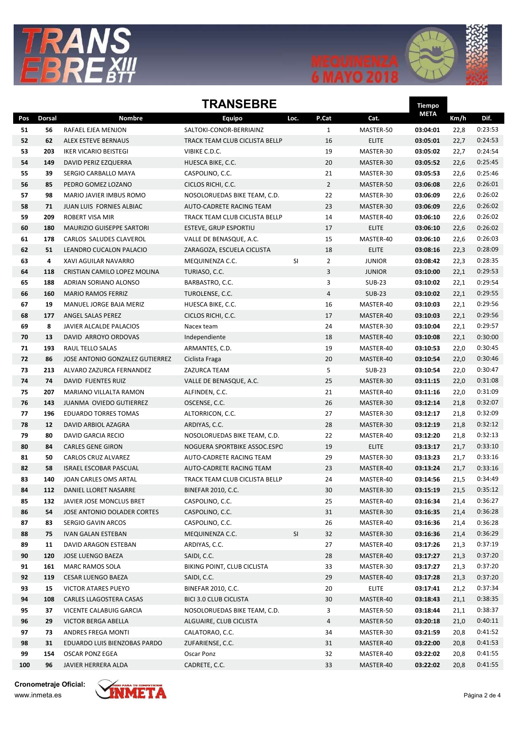## TRANSEBRE

| Pos | Dorsal | Nombre | Equipo | Loc. | P.Cat | Cat. | Tiempo META | Km/h | Dif. |
|---|---|---|---|---|---|---|---|---|---|
| 51 | 56 | RAFAEL EJEA MENJON | SALTOKI-CONOR-BERRIAINZ | | 1 | MASTER-50 | 03:04:01 | 22,8 | 0:23:53 |
| 52 | 62 | ALEX ESTEVE BERNAUS | TRACK TEAM CLUB CICLISTA BELLP | | 16 | ELITE | 03:05:01 | 22,7 | 0:24:53 |
| 53 | 203 | IKER VICARIO BEISTEGI | VIBIKE C.D.C. | | 19 | MASTER-30 | 03:05:02 | 22,7 | 0:24:54 |
| 54 | 149 | DAVID PERIZ EZQUERRA | HUESCA BIKE, C.C. | | 20 | MASTER-30 | 03:05:52 | 22,6 | 0:25:45 |
| 55 | 39 | SERGIO CARBALLO MAYA | CASPOLINO, C.C. | | 21 | MASTER-30 | 03:05:53 | 22,6 | 0:25:46 |
| 56 | 85 | PEDRO GOMEZ LOZANO | CICLOS RICHI, C.C. | | 2 | MASTER-50 | 03:06:08 | 22,6 | 0:26:01 |
| 57 | 98 | MARIO JAVIER IMBUS ROMO | NOSOLORUEDAS BIKE TEAM, C.D. | | 22 | MASTER-30 | 03:06:09 | 22,6 | 0:26:02 |
| 58 | 71 | JUAN LUIS FORNIES ALBIAC | AUTO-CADRETE RACING TEAM | | 23 | MASTER-30 | 03:06:09 | 22,6 | 0:26:02 |
| 59 | 209 | ROBERT VISA MIR | TRACK TEAM CLUB CICLISTA BELLP | | 14 | MASTER-40 | 03:06:10 | 22,6 | 0:26:02 |
| 60 | 180 | MAURIZIO GUISEPPE SARTORI | ESTEVE, GRUP ESPORTIU | | 17 | ELITE | 03:06:10 | 22,6 | 0:26:02 |
| 61 | 178 | CARLOS SALUDES CLAVEROL | VALLE DE BENASQUE, A.C. | | 15 | MASTER-40 | 03:06:10 | 22,6 | 0:26:03 |
| 62 | 51 | LEANDRO CUCALON PALACIO | ZARAGOZA, ESCUELA CICLISTA | | 18 | ELITE | 03:08:16 | 22,3 | 0:28:09 |
| 63 | 4 | XAVI AGUILAR NAVARRO | MEQUINENZA C.C. | SI | 2 | JUNIOR | 03:08:42 | 22,3 | 0:28:35 |
| 64 | 118 | CRISTIAN CAMILO LOPEZ MOLINA | TURIASO, C.C. | | 3 | JUNIOR | 03:10:00 | 22,1 | 0:29:53 |
| 65 | 188 | ADRIAN SORIANO ALONSO | BARBASTRO, C.C. | | 3 | SUB-23 | 03:10:02 | 22,1 | 0:29:54 |
| 66 | 160 | MARIO RAMOS FERRIZ | TUROLENSE, C.C. | | 4 | SUB-23 | 03:10:02 | 22,1 | 0:29:55 |
| 67 | 19 | MANUEL JORGE BAJA MERIZ | HUESCA BIKE, C.C. | | 16 | MASTER-40 | 03:10:03 | 22,1 | 0:29:56 |
| 68 | 177 | ANGEL SALAS PEREZ | CICLOS RICHI, C.C. | | 17 | MASTER-40 | 03:10:03 | 22,1 | 0:29:56 |
| 69 | 8 | JAVIER ALCALDE PALACIOS | Nacex team | | 24 | MASTER-30 | 03:10:04 | 22,1 | 0:29:57 |
| 70 | 13 | DAVID ARROYO ORDOVAS | Independiente | | 18 | MASTER-40 | 03:10:08 | 22,1 | 0:30:00 |
| 71 | 193 | RAUL TELLO SALAS | ARMANTES, C.D. | | 19 | MASTER-40 | 03:10:53 | 22,0 | 0:30:45 |
| 72 | 86 | JOSE ANTONIO GONZALEZ GUTIERREZ | Ciclista Fraga | | 20 | MASTER-40 | 03:10:54 | 22,0 | 0:30:46 |
| 73 | 213 | ALVARO ZAZURCA FERNANDEZ | ZAZURCA TEAM | | 5 | SUB-23 | 03:10:54 | 22,0 | 0:30:47 |
| 74 | 74 | DAVID FUENTES RUIZ | VALLE DE BENASQUE, A.C. | | 25 | MASTER-30 | 03:11:15 | 22,0 | 0:31:08 |
| 75 | 207 | MARIANO VILLALTA RAMON | ALFINDEN, C.C. | | 21 | MASTER-40 | 03:11:16 | 22,0 | 0:31:09 |
| 76 | 143 | JUANMA OVIEDO GUTIERREZ | OSCENSE, C.C. | | 26 | MASTER-30 | 03:12:14 | 21,8 | 0:32:07 |
| 77 | 196 | EDUARDO TORRES TOMAS | ALTORRICON, C.C. | | 27 | MASTER-30 | 03:12:17 | 21,8 | 0:32:09 |
| 78 | 12 | DAVID ARBIOL AZAGRA | ARDIYAS, C.C. | | 28 | MASTER-30 | 03:12:19 | 21,8 | 0:32:12 |
| 79 | 80 | DAVID GARCIA RECIO | NOSOLORUEDAS BIKE TEAM, C.D. | | 22 | MASTER-40 | 03:12:20 | 21,8 | 0:32:13 |
| 80 | 84 | CARLES GENE GIRON | NOGUERA SPORTBIKE ASSOC.ESPC | | 19 | ELITE | 03:13:17 | 21,7 | 0:33:10 |
| 81 | 50 | CARLOS CRUZ ALVAREZ | AUTO-CADRETE RACING TEAM | | 29 | MASTER-30 | 03:13:23 | 21,7 | 0:33:16 |
| 82 | 58 | ISRAEL ESCOBAR PASCUAL | AUTO-CADRETE RACING TEAM | | 23 | MASTER-40 | 03:13:24 | 21,7 | 0:33:16 |
| 83 | 140 | JOAN CARLES OMS ARTAL | TRACK TEAM CLUB CICLISTA BELLP | | 24 | MASTER-40 | 03:14:56 | 21,5 | 0:34:49 |
| 84 | 112 | DANIEL LLORET NASARRE | BINEFAR 2010, C.C. | | 30 | MASTER-30 | 03:15:19 | 21,5 | 0:35:12 |
| 85 | 132 | JAVIER JOSE MONCLUS BRET | CASPOLINO, C.C. | | 25 | MASTER-40 | 03:16:34 | 21,4 | 0:36:27 |
| 86 | 54 | JOSE ANTONIO DOLADER CORTES | CASPOLINO, C.C. | | 31 | MASTER-30 | 03:16:35 | 21,4 | 0:36:28 |
| 87 | 83 | SERGIO GAVIN ARCOS | CASPOLINO, C.C. | | 26 | MASTER-40 | 03:16:36 | 21,4 | 0:36:28 |
| 88 | 75 | IVAN GALAN ESTEBAN | MEQUINENZA C.C. | SI | 32 | MASTER-30 | 03:16:36 | 21,4 | 0:36:29 |
| 89 | 11 | DAVID ARAGON ESTEBAN | ARDIYAS, C.C. | | 27 | MASTER-40 | 03:17:26 | 21,3 | 0:37:19 |
| 90 | 120 | JOSE LUENGO BAEZA | SAIDI, C.C. | | 28 | MASTER-40 | 03:17:27 | 21,3 | 0:37:20 |
| 91 | 161 | MARC RAMOS SOLA | BIKING POINT, CLUB CICLISTA | | 33 | MASTER-30 | 03:17:27 | 21,3 | 0:37:20 |
| 92 | 119 | CESAR LUENGO BAEZA | SAIDI, C.C. | | 29 | MASTER-40 | 03:17:28 | 21,3 | 0:37:20 |
| 93 | 15 | VICTOR ATARES PUEYO | BINEFAR 2010, C.C. | | 20 | ELITE | 03:17:41 | 21,2 | 0:37:34 |
| 94 | 108 | CARLES LLAGOSTERA CASAS | BICI 3.0 CLUB CICLISTA | | 30 | MASTER-40 | 03:18:43 | 21,1 | 0:38:35 |
| 95 | 37 | VICENTE CALABUIG GARCIA | NOSOLORUEDAS BIKE TEAM, C.D. | | 3 | MASTER-50 | 03:18:44 | 21,1 | 0:38:37 |
| 96 | 29 | VICTOR BERGA ABELLA | ALGUAIRE, CLUB CICLISTA | | 4 | MASTER-50 | 03:20:18 | 21,0 | 0:40:11 |
| 97 | 73 | ANDRES FREGA MONTI | CALATORAO, C.C. | | 34 | MASTER-30 | 03:21:59 | 20,8 | 0:41:52 |
| 98 | 31 | EDUARDO LUIS BIENZOBAS PARDO | ZUFARIENSE, C.C. | | 31 | MASTER-40 | 03:22:00 | 20,8 | 0:41:53 |
| 99 | 154 | OSCAR PONZ EGEA | Oscar Ponz | | 32 | MASTER-40 | 03:22:02 | 20,8 | 0:41:55 |
| 100 | 96 | JAVIER HERRERA ALDA | CADRETE, C.C. | | 33 | MASTER-40 | 03:22:02 | 20,8 | 0:41:55 |

**Cronometraje Oficial:**
www.inmeta.es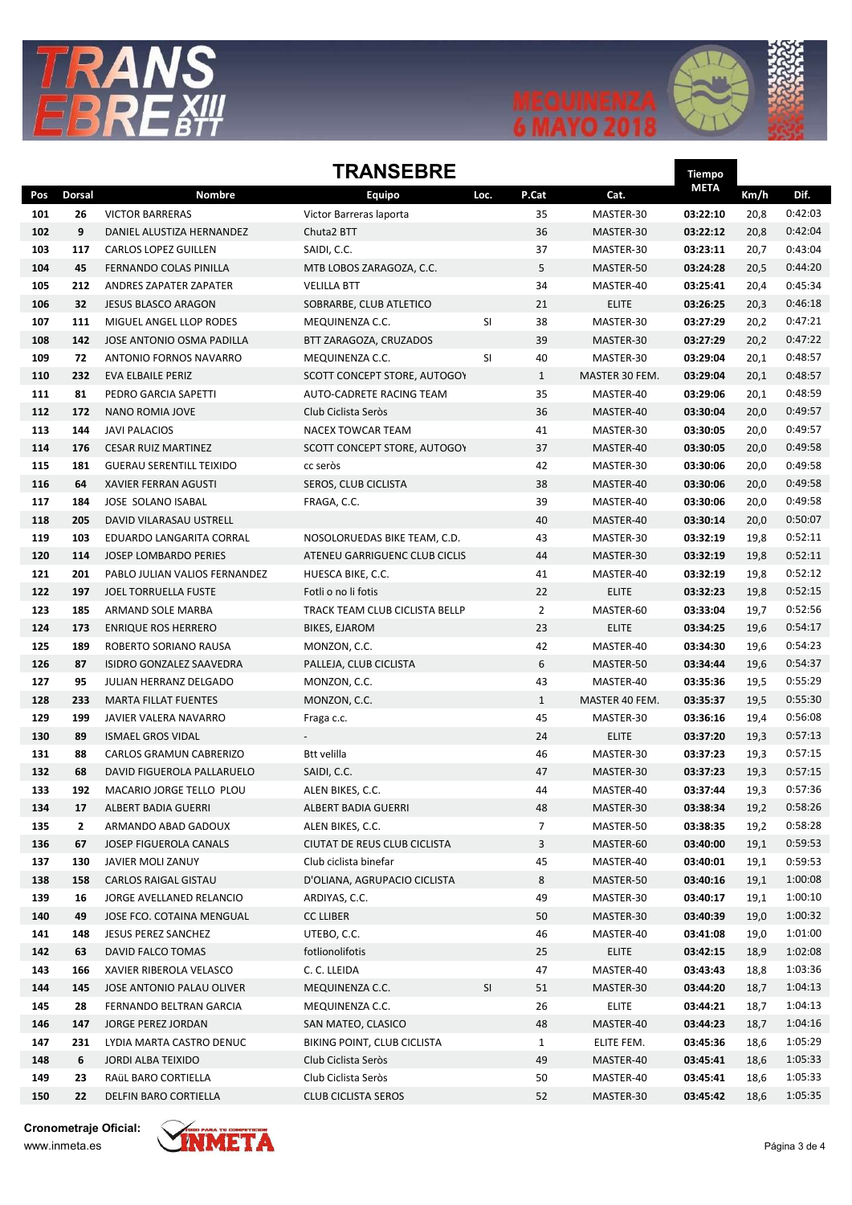# TRANSEBRE

| Pos | Dorsal | Nombre | Equipo | Loc. | P.Cat | Cat. | Tiempo META | Km/h | Dif. |
|---|---|---|---|---|---|---|---|---|---|
| 101 | 26 | VICTOR BARRERAS | Victor Barreras laporta | | 35 | MASTER-30 | 03:22:10 | 20,8 | 0:42:03 |
| 102 | 9 | DANIEL ALUSTIZA HERNANDEZ | Chuta2 BTT | | 36 | MASTER-30 | 03:22:12 | 20,8 | 0:42:04 |
| 103 | 117 | CARLOS LOPEZ GUILLEN | SAIDI, C.C. | | 37 | MASTER-30 | 03:23:11 | 20,7 | 0:43:04 |
| 104 | 45 | FERNANDO COLAS PINILLA | MTB LOBOS ZARAGOZA, C.C. | | 5 | MASTER-50 | 03:24:28 | 20,5 | 0:44:20 |
| 105 | 212 | ANDRES ZAPATER ZAPATER | VELILLA BTT | | 34 | MASTER-40 | 03:25:41 | 20,4 | 0:45:34 |
| 106 | 32 | JESUS BLASCO ARAGON | SOBRARBE, CLUB ATLETICO | | 21 | ELITE | 03:26:25 | 20,3 | 0:46:18 |
| 107 | 111 | MIGUEL ANGEL LLOP RODES | MEQUINENZA C.C. | SI | 38 | MASTER-30 | 03:27:29 | 20,2 | 0:47:21 |
| 108 | 142 | JOSE ANTONIO OSMA PADILLA | BTT ZARAGOZA, CRUZADOS | | 39 | MASTER-30 | 03:27:29 | 20,2 | 0:47:22 |
| 109 | 72 | ANTONIO FORNOS NAVARRO | MEQUINENZA C.C. | SI | 40 | MASTER-30 | 03:29:04 | 20,1 | 0:48:57 |
| 110 | 232 | EVA ELBAILE PERIZ | SCOTT CONCEPT STORE, AUTOGOY | | 1 | MASTER 30 FEM. | 03:29:04 | 20,1 | 0:48:57 |
| 111 | 81 | PEDRO GARCIA SAPETTI | AUTO-CADRETE RACING TEAM | | 35 | MASTER-40 | 03:29:06 | 20,1 | 0:48:59 |
| 112 | 172 | NANO ROMIA JOVE | Club Ciclista Seròs | | 36 | MASTER-40 | 03:30:04 | 20,0 | 0:49:57 |
| 113 | 144 | JAVI PALACIOS | NACEX TOWCAR TEAM | | 41 | MASTER-30 | 03:30:05 | 20,0 | 0:49:57 |
| 114 | 176 | CESAR RUIZ MARTINEZ | SCOTT CONCEPT STORE, AUTOGOY | | 37 | MASTER-40 | 03:30:05 | 20,0 | 0:49:58 |
| 115 | 181 | GUERAU SERENTILL TEIXIDO | cc seròs | | 42 | MASTER-30 | 03:30:06 | 20,0 | 0:49:58 |
| 116 | 64 | XAVIER FERRAN AGUSTI | SEROS, CLUB CICLISTA | | 38 | MASTER-40 | 03:30:06 | 20,0 | 0:49:58 |
| 117 | 184 | JOSE SOLANO ISABAL | FRAGA, C.C. | | 39 | MASTER-40 | 03:30:06 | 20,0 | 0:49:58 |
| 118 | 205 | DAVID VILARASAU USTRELL | | | 40 | MASTER-40 | 03:30:14 | 20,0 | 0:50:07 |
| 119 | 103 | EDUARDO LANGARITA CORRAL | NOSOLORUEDAS BIKE TEAM, C.D. | | 43 | MASTER-30 | 03:32:19 | 19,8 | 0:52:11 |
| 120 | 114 | JOSEP LOMBARDO PERIES | ATENEU GARRIGUENC CLUB CICLIS | | 44 | MASTER-30 | 03:32:19 | 19,8 | 0:52:11 |
| 121 | 201 | PABLO JULIAN VALIOS FERNANDEZ | HUESCA BIKE, C.C. | | 41 | MASTER-40 | 03:32:19 | 19,8 | 0:52:12 |
| 122 | 197 | JOEL TORRUELLA FUSTE | Fotli o no li fotis | | 22 | ELITE | 03:32:23 | 19,8 | 0:52:15 |
| 123 | 185 | ARMAND SOLE MARBA | TRACK TEAM CLUB CICLISTA BELLP | | 2 | MASTER-60 | 03:33:04 | 19,7 | 0:52:56 |
| 124 | 173 | ENRIQUE ROS HERRERO | BIKES, EJAROM | | 23 | ELITE | 03:34:25 | 19,6 | 0:54:17 |
| 125 | 189 | ROBERTO SORIANO RAUSA | MONZON, C.C. | | 42 | MASTER-40 | 03:34:30 | 19,6 | 0:54:23 |
| 126 | 87 | ISIDRO GONZALEZ SAAVEDRA | PALLEJA, CLUB CICLISTA | | 6 | MASTER-50 | 03:34:44 | 19,6 | 0:54:37 |
| 127 | 95 | JULIAN HERRANZ DELGADO | MONZON, C.C. | | 43 | MASTER-40 | 03:35:36 | 19,5 | 0:55:29 |
| 128 | 233 | MARTA FILLAT FUENTES | MONZON, C.C. | | 1 | MASTER 40 FEM. | 03:35:37 | 19,5 | 0:55:30 |
| 129 | 199 | JAVIER VALERA NAVARRO | Fraga c.c. | | 45 | MASTER-30 | 03:36:16 | 19,4 | 0:56:08 |
| 130 | 89 | ISMAEL GROS VIDAL | - | | 24 | ELITE | 03:37:20 | 19,3 | 0:57:13 |
| 131 | 88 | CARLOS GRAMUN CABRERIZO | Btt velilla | | 46 | MASTER-30 | 03:37:23 | 19,3 | 0:57:15 |
| 132 | 68 | DAVID FIGUEROLA PALLARUELO | SAIDI, C.C. | | 47 | MASTER-30 | 03:37:23 | 19,3 | 0:57:15 |
| 133 | 192 | MACARIO JORGE TELLO PLOU | ALEN BIKES, C.C. | | 44 | MASTER-40 | 03:37:44 | 19,3 | 0:57:36 |
| 134 | 17 | ALBERT BADIA GUERRI | ALBERT BADIA GUERRI | | 48 | MASTER-30 | 03:38:34 | 19,2 | 0:58:26 |
| 135 | 2 | ARMANDO ABAD GADOUX | ALEN BIKES, C.C. | | 7 | MASTER-50 | 03:38:35 | 19,2 | 0:58:28 |
| 136 | 67 | JOSEP FIGUEROLA CANALS | CIUTAT DE REUS CLUB CICLISTA | | 3 | MASTER-60 | 03:40:00 | 19,1 | 0:59:53 |
| 137 | 130 | JAVIER MOLI ZANUY | Club ciclista binefar | | 45 | MASTER-40 | 03:40:01 | 19,1 | 0:59:53 |
| 138 | 158 | CARLOS RAIGAL GISTAU | D'OLIANA, AGRUPACIO CICLISTA | | 8 | MASTER-50 | 03:40:16 | 19,1 | 1:00:08 |
| 139 | 16 | JORGE AVELLANED RELANCIO | ARDIYAS, C.C. | | 49 | MASTER-30 | 03:40:17 | 19,1 | 1:00:10 |
| 140 | 49 | JOSE FCO. COTAINA MENGUAL | CC LLIBER | | 50 | MASTER-30 | 03:40:39 | 19,0 | 1:00:32 |
| 141 | 148 | JESUS PEREZ SANCHEZ | UTEBO, C.C. | | 46 | MASTER-40 | 03:41:08 | 19,0 | 1:01:00 |
| 142 | 63 | DAVID FALCO TOMAS | fotlionolifotis | | 25 | ELITE | 03:42:15 | 18,9 | 1:02:08 |
| 143 | 166 | XAVIER RIBEROLA VELASCO | C. C. LLEIDA | | 47 | MASTER-40 | 03:43:43 | 18,8 | 1:03:36 |
| 144 | 145 | JOSE ANTONIO PALAU OLIVER | MEQUINENZA C.C. | SI | 51 | MASTER-30 | 03:44:20 | 18,7 | 1:04:13 |
| 145 | 28 | FERNANDO BELTRAN GARCIA | MEQUINENZA C.C. | | 26 | ELITE | 03:44:21 | 18,7 | 1:04:13 |
| 146 | 147 | JORGE PEREZ JORDAN | SAN MATEO, CLASICO | | 48 | MASTER-40 | 03:44:23 | 18,7 | 1:04:16 |
| 147 | 231 | LYDIA MARTA CASTRO DENUC | BIKING POINT, CLUB CICLISTA | | 1 | ELITE FEM. | 03:45:36 | 18,6 | 1:05:29 |
| 148 | 6 | JORDI ALBA TEIXIDO | Club Ciclista Seròs | | 49 | MASTER-40 | 03:45:41 | 18,6 | 1:05:33 |
| 149 | 23 | RAüL BARO CORTIELLA | Club Ciclista Seròs | | 50 | MASTER-40 | 03:45:41 | 18,6 | 1:05:33 |
| 150 | 22 | DELFIN BARO CORTIELLA | CLUB CICLISTA SEROS | | 52 | MASTER-30 | 03:45:42 | 18,6 | 1:05:35 |

**Cronometraje Oficial:**
www.inmeta.es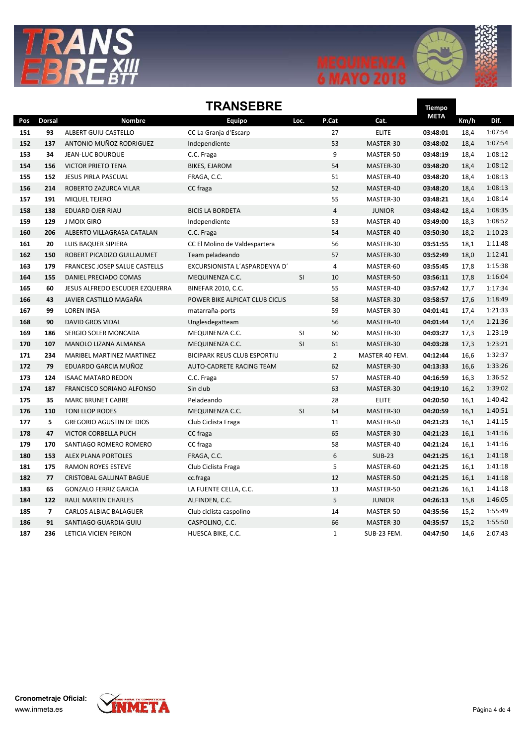# TRANSEBRE

| Pos | Dorsal | Nombre | Equipo | Loc. | P.Cat | Cat. | Tiempo META | Km/h | Dif. |
|---|---|---|---|---|---|---|---|---|---|
| 151 | 93 | ALBERT GUIU CASTELLO | CC La Granja d'Escarp | | 27 | ELITE | 03:48:01 | 18,4 | 1:07:54 |
| 152 | 137 | ANTONIO MUÑOZ RODRIGUEZ | Independiente | | 53 | MASTER-30 | 03:48:02 | 18,4 | 1:07:54 |
| 153 | 34 | JEAN-LUC BOURQUE | C.C. Fraga | | 9 | MASTER-50 | 03:48:19 | 18,4 | 1:08:12 |
| 154 | 156 | VICTOR PRIETO TENA | BIKES, EJAROM | | 54 | MASTER-30 | 03:48:20 | 18,4 | 1:08:12 |
| 155 | 152 | JESUS PIRLA PASCUAL | FRAGA, C.C. | | 51 | MASTER-40 | 03:48:20 | 18,4 | 1:08:13 |
| 156 | 214 | ROBERTO ZAZURCA VILAR | CC fraga | | 52 | MASTER-40 | 03:48:20 | 18,4 | 1:08:13 |
| 157 | 191 | MIQUEL TEJERO | | | 55 | MASTER-30 | 03:48:21 | 18,4 | 1:08:14 |
| 158 | 138 | EDUARD OJER RIAU | BICIS LA BORDETA | | 4 | JUNIOR | 03:48:42 | 18,4 | 1:08:35 |
| 159 | 129 | J MOIX GIRO | Independiente | | 53 | MASTER-40 | 03:49:00 | 18,3 | 1:08:52 |
| 160 | 206 | ALBERTO VILLAGRASA CATALAN | C.C. Fraga | | 54 | MASTER-40 | 03:50:30 | 18,2 | 1:10:23 |
| 161 | 20 | LUIS BAQUER SIPIERA | CC El Molino de Valdespartera | | 56 | MASTER-30 | 03:51:55 | 18,1 | 1:11:48 |
| 162 | 150 | ROBERT PICADIZO GUILLAUMET | Team peladeando | | 57 | MASTER-30 | 03:52:49 | 18,0 | 1:12:41 |
| 163 | 179 | FRANCESC JOSEP SALUE CASTELLS | EXCURSIONISTA L´ASPARDENYA D´ | | 4 | MASTER-60 | 03:55:45 | 17,8 | 1:15:38 |
| 164 | 155 | DANIEL PRECIADO COMAS | MEQUINENZA C.C. | SI | 10 | MASTER-50 | 03:56:11 | 17,8 | 1:16:04 |
| 165 | 60 | JESUS ALFREDO ESCUDER EZQUERRA | BINEFAR 2010, C.C. | | 55 | MASTER-40 | 03:57:42 | 17,7 | 1:17:34 |
| 166 | 43 | JAVIER CASTILLO MAGAÑA | POWER BIKE ALPICAT CLUB CICLIS | | 58 | MASTER-30 | 03:58:57 | 17,6 | 1:18:49 |
| 167 | 99 | LOREN INSA | matarraña-ports | | 59 | MASTER-30 | 04:01:41 | 17,4 | 1:21:33 |
| 168 | 90 | DAVID GROS VIDAL | Unglesdegatteam | | 56 | MASTER-40 | 04:01:44 | 17,4 | 1:21:36 |
| 169 | 186 | SERGIO SOLER MONCADA | MEQUINENZA C.C. | SI | 60 | MASTER-30 | 04:03:27 | 17,3 | 1:23:19 |
| 170 | 107 | MANOLO LIZANA ALMANSA | MEQUINENZA C.C. | SI | 61 | MASTER-30 | 04:03:28 | 17,3 | 1:23:21 |
| 171 | 234 | MARIBEL MARTINEZ MARTINEZ | BICIPARK REUS CLUB ESPORTIU | | 2 | MASTER 40 FEM. | 04:12:44 | 16,6 | 1:32:37 |
| 172 | 79 | EDUARDO GARCIA MUÑOZ | AUTO-CADRETE RACING TEAM | | 62 | MASTER-30 | 04:13:33 | 16,6 | 1:33:26 |
| 173 | 124 | ISAAC MATARO REDON | C.C. Fraga | | 57 | MASTER-40 | 04:16:59 | 16,3 | 1:36:52 |
| 174 | 187 | FRANCISCO SORIANO ALFONSO | Sin club | | 63 | MASTER-30 | 04:19:10 | 16,2 | 1:39:02 |
| 175 | 35 | MARC BRUNET CABRE | Peladeando | | 28 | ELITE | 04:20:50 | 16,1 | 1:40:42 |
| 176 | 110 | TONI LLOP RODES | MEQUINENZA C.C. | SI | 64 | MASTER-30 | 04:20:59 | 16,1 | 1:40:51 |
| 177 | 5 | GREGORIO AGUSTIN DE DIOS | Club Ciclista Fraga | | 11 | MASTER-50 | 04:21:23 | 16,1 | 1:41:15 |
| 178 | 47 | VICTOR CORBELLA PUCH | CC fraga | | 65 | MASTER-30 | 04:21:23 | 16,1 | 1:41:16 |
| 179 | 170 | SANTIAGO ROMERO ROMERO | CC fraga | | 58 | MASTER-40 | 04:21:24 | 16,1 | 1:41:16 |
| 180 | 153 | ALEX PLANA PORTOLES | FRAGA, C.C. | | 6 | SUB-23 | 04:21:25 | 16,1 | 1:41:18 |
| 181 | 175 | RAMON ROYES ESTEVE | Club Ciclista Fraga | | 5 | MASTER-60 | 04:21:25 | 16,1 | 1:41:18 |
| 182 | 77 | CRISTOBAL GALLINAT BAGUE | cc.fraga | | 12 | MASTER-50 | 04:21:25 | 16,1 | 1:41:18 |
| 183 | 65 | GONZALO FERRIZ GARCIA | LA FUENTE CELLA, C.C. | | 13 | MASTER-50 | 04:21:26 | 16,1 | 1:41:18 |
| 184 | 122 | RAUL MARTIN CHARLES | ALFINDEN, C.C. | | 5 | JUNIOR | 04:26:13 | 15,8 | 1:46:05 |
| 185 | 7 | CARLOS ALBIAC BALAGUER | Club ciclista caspolino | | 14 | MASTER-50 | 04:35:56 | 15,2 | 1:55:49 |
| 186 | 91 | SANTIAGO GUARDIA GUIU | CASPOLINO, C.C. | | 66 | MASTER-30 | 04:35:57 | 15,2 | 1:55:50 |
| 187 | 236 | LETICIA VICIEN PEIRON | HUESCA BIKE, C.C. | | 1 | SUB-23 FEM. | 04:47:50 | 14,6 | 2:07:43 |

Cronometraje Oficial:
www.inmeta.es